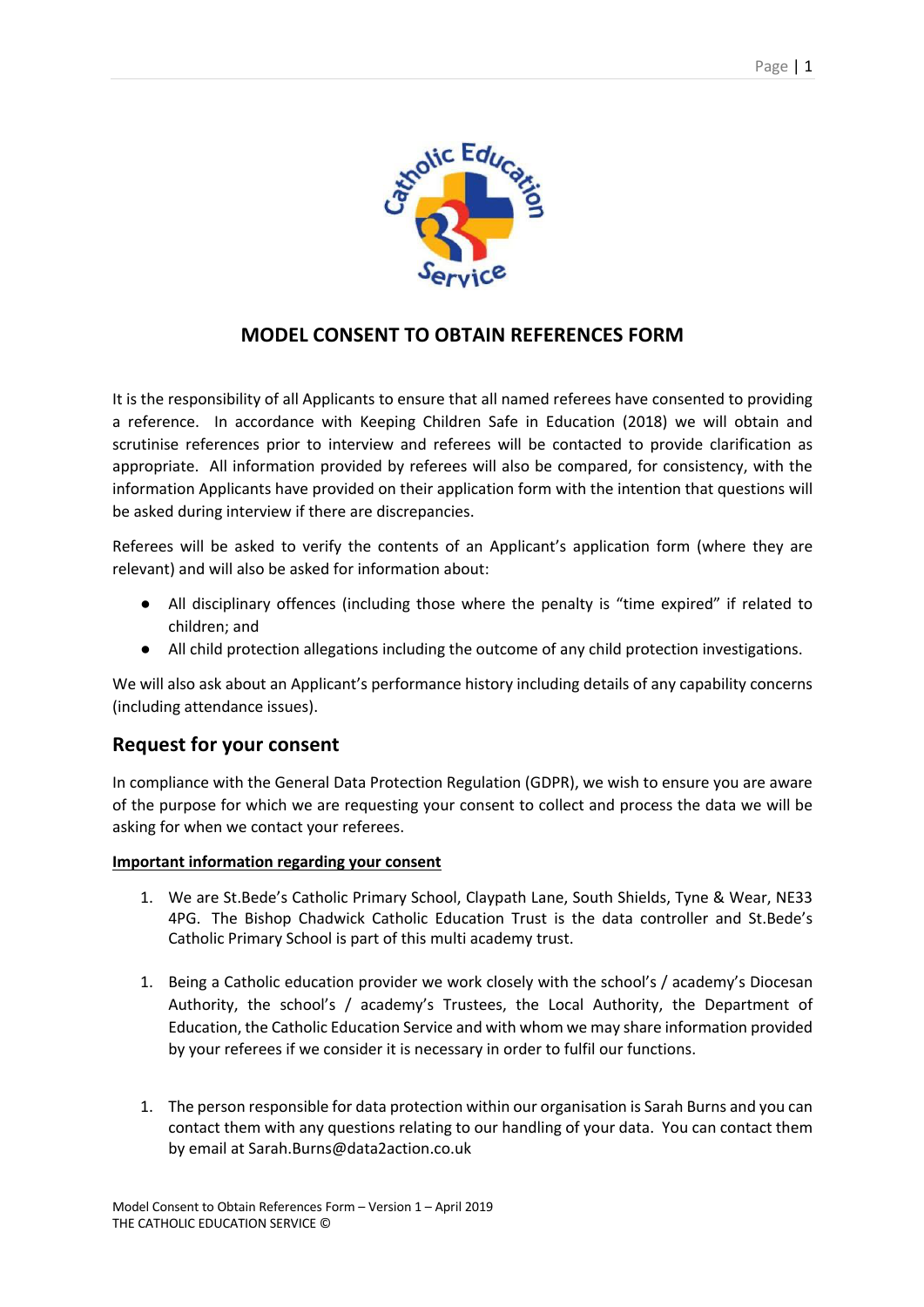# MODEL CONSENT TO OBTAIN REFERENCES FORM

It is the responsibility of all Applicants to ensure that all named referees have consented to providing a reference. In accordance with Keeping Children Safe in Education (2018) we will obtain and scrutinise references prior to interview and referees will be contacted to provide clarification as appropriate. All information provided by referees will also be compared, for consistency, with the information Applicants have provided on their application form with the intention that questions will be asked during interview if there are discrepancies.

Referees will be asked to verify the contents of an Applicant's application form (where they are relevant) and will also be asked for information about:

- All disciplinary offences (including those where the penalty is "time expired" if related to children; and
- All child protection allegations including the outcome of any child protection investigations.

We will also ask about an Applicant's performance history including details of any capability concerns (including attendance issues).

## Request for your consent

In compliance with the General Data Protection Regulation (GDPR), we wish to ensure you are aware of the purpose for which we are requesting your consent to collect and process the data we will be asking for when we contact your referees.

**Important information regarding your consent**

1. We are St.Bede's Catholic Primary School, Claypath Lane, South Shields, Tyne & Wear, NE33 4PG. The Bishop Chadwick Catholic Education Trust is the data controller and St.Bede's Catholic Primary School is part of this multi academy trust.

1. Being a Catholic education provider we work closely with the school's / academy's Diocesan Authority, the school's / academy's Trustees, the Local Authority, the Department of Education, the Catholic Education Service and with whom we may share information provided by your referees if we consider it is necessary in order to fulfil our functions.

1. The person responsible for data protection within our organisation is Sarah Burns and you can contact them with any questions relating to our handling of your data. You can contact them by email at Sarah.Burns@data2action.co.uk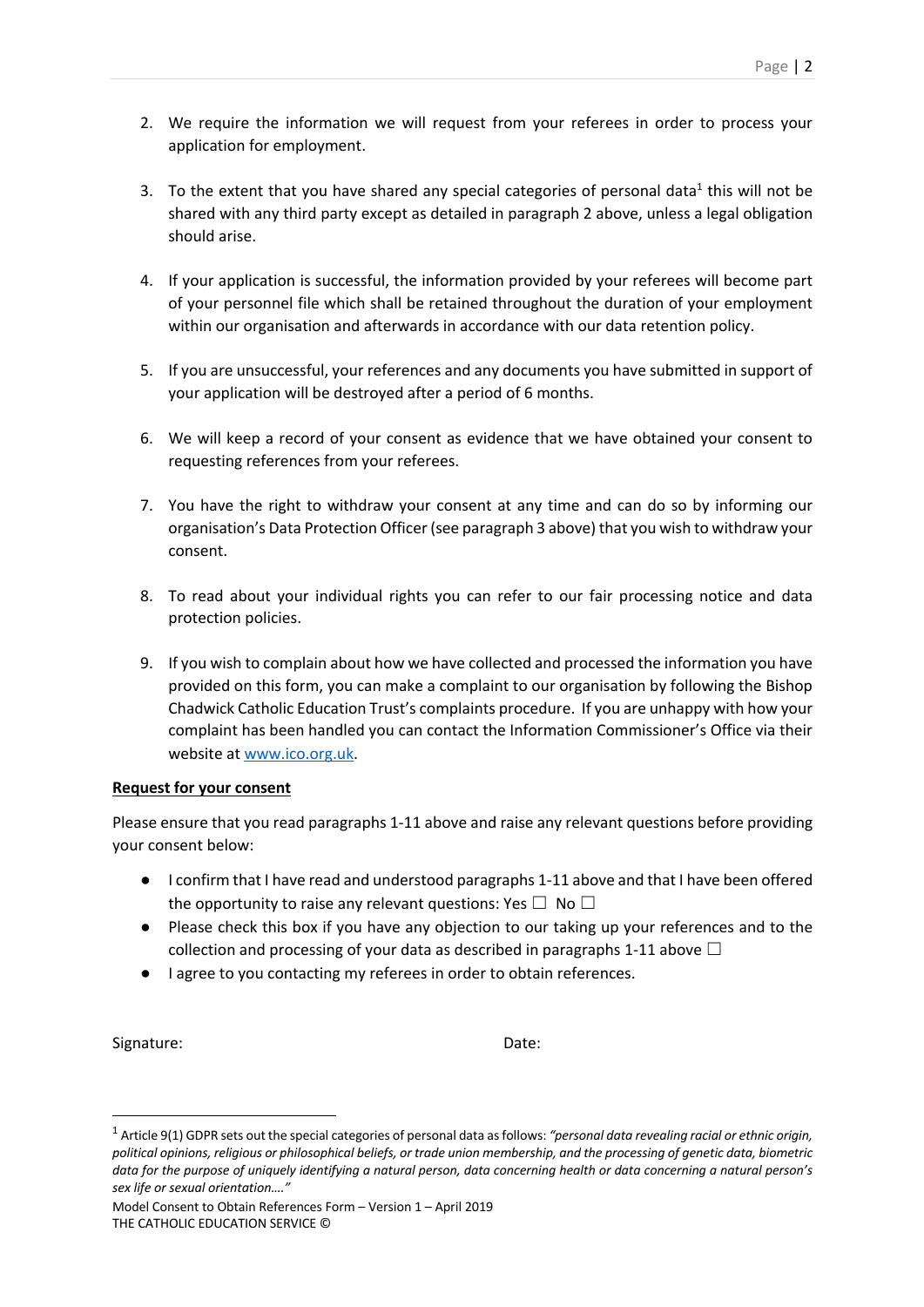2. We require the information we will request from your referees in order to process your application for employment.

3. To the extent that you have shared any special categories of personal data[1] this will not be shared with any third party except as detailed in paragraph 2 above, unless a legal obligation should arise.

4. If your application is successful, the information provided by your referees will become part of your personnel file which shall be retained throughout the duration of your employment within our organisation and afterwards in accordance with our data retention policy.

5. If you are unsuccessful, your references and any documents you have submitted in support of your application will be destroyed after a period of 6 months.

6. We will keep a record of your consent as evidence that we have obtained your consent to requesting references from your referees.

7. You have the right to withdraw your consent at any time and can do so by informing our organisation's Data Protection Officer (see paragraph 3 above) that you wish to withdraw your consent.

8. To read about your individual rights you can refer to our fair processing notice and data protection policies.

9. If you wish to complain about how we have collected and processed the information you have provided on this form, you can make a complaint to our organisation by following the Bishop Chadwick Catholic Education Trust's complaints procedure. If you are unhappy with how your complaint has been handled you can contact the Information Commissioner's Office via their website at [www.ico.org.uk](http://www.ico.org.uk).

**Request for your consent**

Please ensure that you read paragraphs 1-11 above and raise any relevant questions before providing your consent below:

- I confirm that I have read and understood paragraphs 1-11 above and that I have been offered the opportunity to raise any relevant questions: Yes ☐ No ☐
- Please check this box if you have any objection to our taking up your references and to the collection and processing of your data as described in paragraphs 1-11 above ☐
- I agree to you contacting my referees in order to obtain references.

Signature: Date:

[1] Article 9(1) GDPR sets out the special categories of personal data as follows: *"personal data revealing racial or ethnic origin, political opinions, religious or philosophical beliefs, or trade union membership, and the processing of genetic data, biometric data for the purpose of uniquely identifying a natural person, data concerning health or data concerning a natural person's sex life or sexual orientation…."*

Model Consent to Obtain References Form – Version 1 – April 2019
THE CATHOLIC EDUCATION SERVICE ©